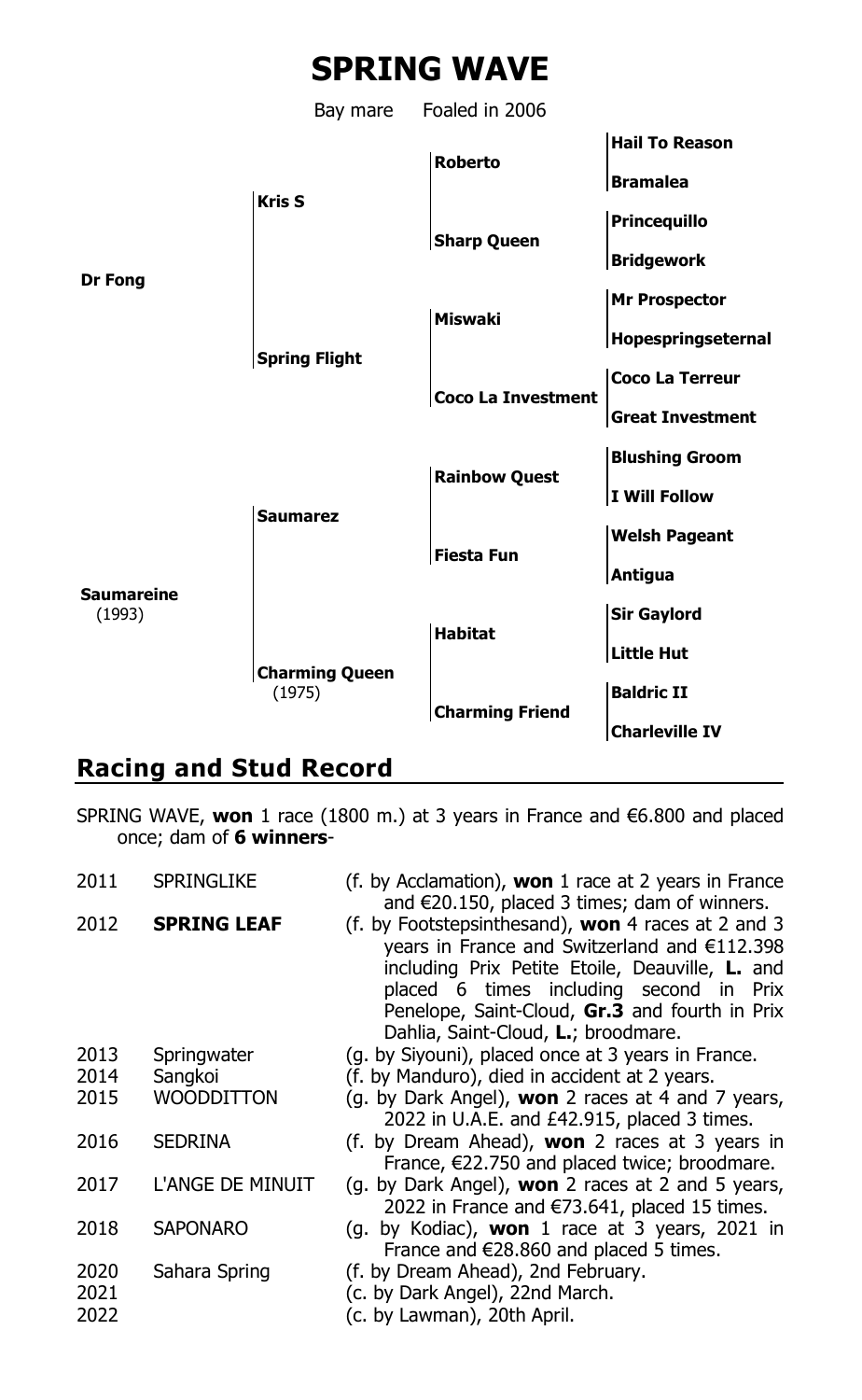# SPRING WAVE

Bay mare Foaled in 2006

| | | | |
|---|---|---|---|
| **Dr Fong** | **Kris S** | **Roberto** | **Hail To Reason** |
| | | | **Bramalea** |
| | | **Sharp Queen** | **Princequillo** |
| | | | **Bridgework** |
| | **Spring Flight** | **Miswaki** | **Mr Prospector** |
| | | | **Hopespringseternal** |
| | | **Coco La Investment** | **Coco La Terreur** |
| | | | **Great Investment** |
| **Saumareine** (1993) | **Saumarez** | **Rainbow Quest** | **Blushing Groom** |
| | | | **I Will Follow** |
| | | **Fiesta Fun** | **Welsh Pageant** |
| | | | **Antigua** |
| | **Charming Queen** (1975) | **Habitat** | **Sir Gaylord** |
| | | | **Little Hut** |
| | | **Charming Friend** | **Baldric II** |
| | | | **Charleville IV** |

## Racing and Stud Record

SPRING WAVE, **won** 1 race (1800 m.) at 3 years in France and €6.800 and placed once; dam of **6 winners**-

| | | |
|---|---|---|
| 2011 | SPRINGLIKE | (f. by Acclamation), **won** 1 race at 2 years in France and €20.150, placed 3 times; dam of winners. |
| 2012 | **SPRING LEAF** | (f. by Footstepsinthesand), **won** 4 races at 2 and 3 years in France and Switzerland and €112.398 including Prix Petite Etoile, Deauville, **L.** and placed 6 times including second in Prix Penelope, Saint-Cloud, **Gr.3** and fourth in Prix Dahlia, Saint-Cloud, **L.**; broodmare. |
| 2013 | Springwater | (g. by Siyouni), placed once at 3 years in France. |
| 2014 | Sangkoi | (f. by Manduro), died in accident at 2 years. |
| 2015 | WOODDITTON | (g. by Dark Angel), **won** 2 races at 4 and 7 years, 2022 in U.A.E. and £42.915, placed 3 times. |
| 2016 | SEDRINA | (f. by Dream Ahead), **won** 2 races at 3 years in France, €22.750 and placed twice; broodmare. |
| 2017 | L'ANGE DE MINUIT | (g. by Dark Angel), **won** 2 races at 2 and 5 years, 2022 in France and €73.641, placed 15 times. |
| 2018 | SAPONARO | (g. by Kodiac), **won** 1 race at 3 years, 2021 in France and €28.860 and placed 5 times. |
| 2020 | Sahara Spring | (f. by Dream Ahead), 2nd February. |
| 2021 | | (c. by Dark Angel), 22nd March. |
| 2022 | | (c. by Lawman), 20th April. |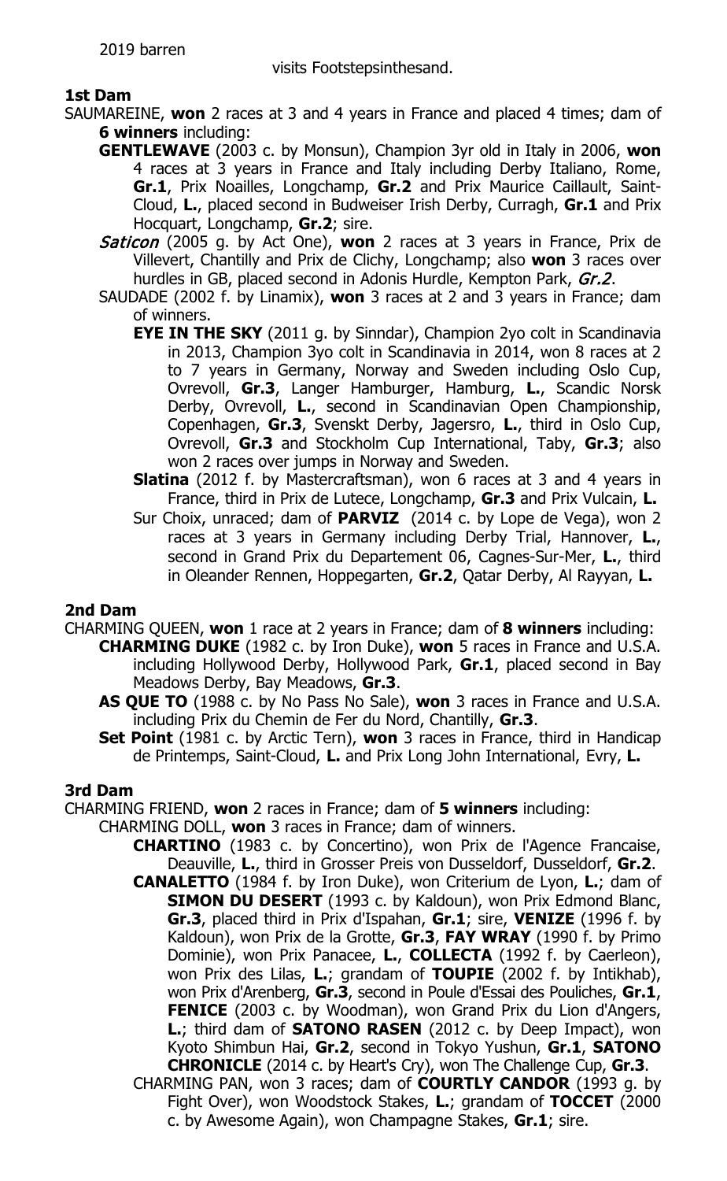2019 barren

visits Footstepsinthesand.

## 1st Dam

SAUMAREINE, **won** 2 races at 3 and 4 years in France and placed 4 times; dam of **6 winners** including:

- **GENTLEWAVE** (2003 c. by Monsun), Champion 3yr old in Italy in 2006, **won** 4 races at 3 years in France and Italy including Derby Italiano, Rome, **Gr.1**, Prix Noailles, Longchamp, **Gr.2** and Prix Maurice Caillault, Saint-Cloud, **L.**, placed second in Budweiser Irish Derby, Curragh, **Gr.1** and Prix Hocquart, Longchamp, **Gr.2**; sire.
- *Saticon* (2005 g. by Act One), **won** 2 races at 3 years in France, Prix de Villevert, Chantilly and Prix de Clichy, Longchamp; also **won** 3 races over hurdles in GB, placed second in Adonis Hurdle, Kempton Park, *Gr.2*.
- SAUDADE (2002 f. by Linamix), **won** 3 races at 2 and 3 years in France; dam of winners.
  - **EYE IN THE SKY** (2011 g. by Sinndar), Champion 2yo colt in Scandinavia in 2013, Champion 3yo colt in Scandinavia in 2014, won 8 races at 2 to 7 years in Germany, Norway and Sweden including Oslo Cup, Ovrevoll, **Gr.3**, Langer Hamburger, Hamburg, **L.**, Scandic Norsk Derby, Ovrevoll, **L.**, second in Scandinavian Open Championship, Copenhagen, **Gr.3**, Svenskt Derby, Jagersro, **L.**, third in Oslo Cup, Ovrevoll, **Gr.3** and Stockholm Cup International, Taby, **Gr.3**; also won 2 races over jumps in Norway and Sweden.
  - **Slatina** (2012 f. by Mastercraftsman), won 6 races at 3 and 4 years in France, third in Prix de Lutece, Longchamp, **Gr.3** and Prix Vulcain, **L.**
  - Sur Choix, unraced; dam of **PARVIZ** (2014 c. by Lope de Vega), won 2 races at 3 years in Germany including Derby Trial, Hannover, **L.**, second in Grand Prix du Departement 06, Cagnes-Sur-Mer, **L.**, third in Oleander Rennen, Hoppegarten, **Gr.2**, Qatar Derby, Al Rayyan, **L.**

## 2nd Dam

CHARMING QUEEN, **won** 1 race at 2 years in France; dam of **8 winners** including:

- **CHARMING DUKE** (1982 c. by Iron Duke), **won** 5 races in France and U.S.A. including Hollywood Derby, Hollywood Park, **Gr.1**, placed second in Bay Meadows Derby, Bay Meadows, **Gr.3**.
- **AS QUE TO** (1988 c. by No Pass No Sale), **won** 3 races in France and U.S.A. including Prix du Chemin de Fer du Nord, Chantilly, **Gr.3**.
- **Set Point** (1981 c. by Arctic Tern), **won** 3 races in France, third in Handicap de Printemps, Saint-Cloud, **L.** and Prix Long John International, Evry, **L.**

## 3rd Dam

CHARMING FRIEND, **won** 2 races in France; dam of **5 winners** including:

- CHARMING DOLL, **won** 3 races in France; dam of winners.
  - **CHARTINO** (1983 c. by Concertino), won Prix de l'Agence Francaise, Deauville, **L.**, third in Grosser Preis von Dusseldorf, Dusseldorf, **Gr.2**.
  - **CANALETTO** (1984 f. by Iron Duke), won Criterium de Lyon, **L.**; dam of **SIMON DU DESERT** (1993 c. by Kaldoun), won Prix Edmond Blanc, **Gr.3**, placed third in Prix d'Ispahan, **Gr.1**; sire, **VENIZE** (1996 f. by Kaldoun), won Prix de la Grotte, **Gr.3**, **FAY WRAY** (1990 f. by Primo Dominie), won Prix Panacee, **L.**, **COLLECTA** (1992 f. by Caerleon), won Prix des Lilas, **L.**; grandam of **TOUPIE** (2002 f. by Intikhab), won Prix d'Arenberg, **Gr.3**, second in Poule d'Essai des Pouliches, **Gr.1**, **FENICE** (2003 c. by Woodman), won Grand Prix du Lion d'Angers, **L.**; third dam of **SATONO RASEN** (2012 c. by Deep Impact), won Kyoto Shimbun Hai, **Gr.2**, second in Tokyo Yushun, **Gr.1**, **SATONO CHRONICLE** (2014 c. by Heart's Cry), won The Challenge Cup, **Gr.3**.
  - CHARMING PAN, won 3 races; dam of **COURTLY CANDOR** (1993 g. by Fight Over), won Woodstock Stakes, **L.**; grandam of **TOCCET** (2000 c. by Awesome Again), won Champagne Stakes, **Gr.1**; sire.